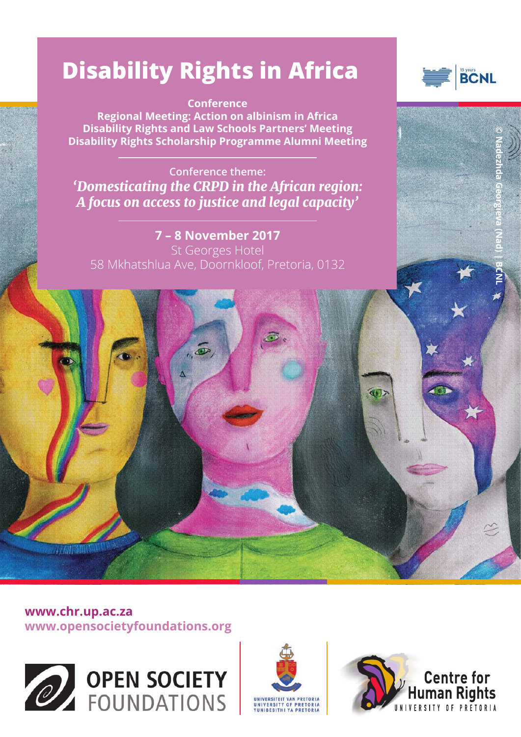# Disability Rights in Africa

**Conference**
**Regional Meeting: Action on albinism in Africa**
**Disability Rights and Law Schools Partners' Meeting**
**Disability Rights Scholarship Programme Alumni Meeting**

Conference theme:
***'Domesticating the CRPD in the African region: A focus on access to justice and legal capacity'***

**7 – 8 November 2017**
St Georges Hotel
58 Mkhatshlua Ave, Doornkloof, Pretoria, 0132

© Nadezhda Georgieva (Nad) | BCNL

**www.chr.up.ac.za**
**www.opensocietyfoundations.org**

OPEN SOCIETY FOUNDATIONS

UNIVERSITEIT VAN PRETORIA
UNIVERSITY OF PRETORIA
YUNIBESITHI YA PRETORIA

Centre for Human Rights
UNIVERSITY OF PRETORIA

15 years BCNL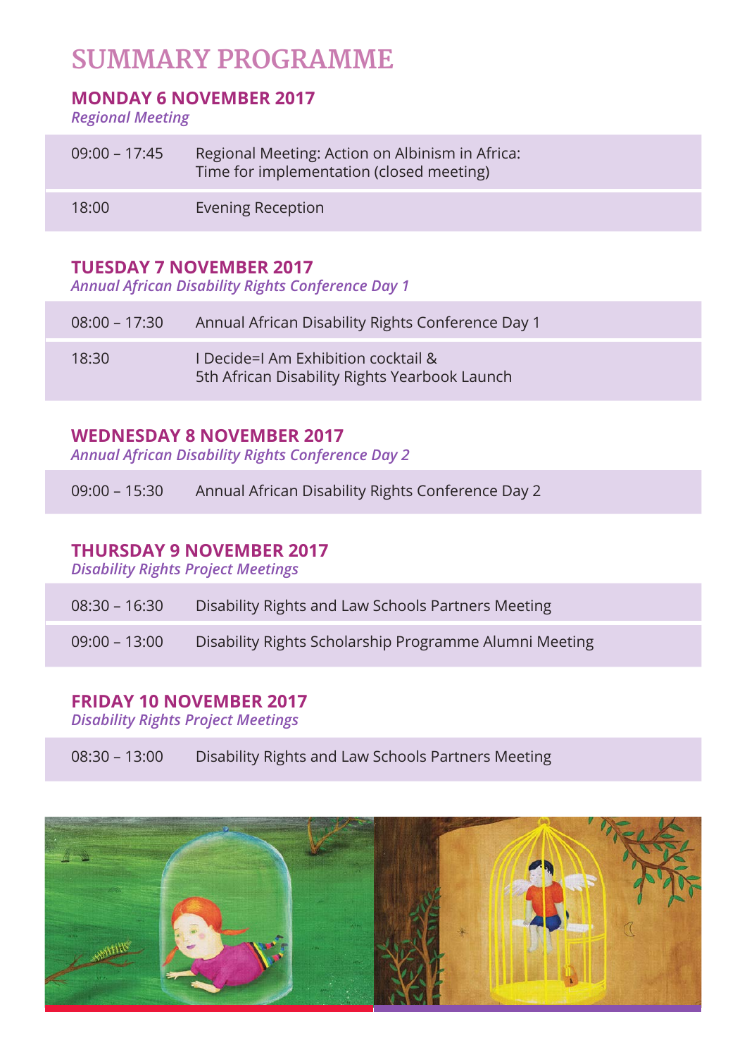# SUMMARY PROGRAMME

## MONDAY 6 NOVEMBER 2017

*Regional Meeting*

| | |
|---|---|
| 09:00 – 17:45 | Regional Meeting: Action on Albinism in Africa: Time for implementation (closed meeting) |
| 18:00 | Evening Reception |

## TUESDAY 7 NOVEMBER 2017

*Annual African Disability Rights Conference Day 1*

| | |
|---|---|
| 08:00 – 17:30 | Annual African Disability Rights Conference Day 1 |
| 18:30 | I Decide=I Am Exhibition cocktail & 5th African Disability Rights Yearbook Launch |

## WEDNESDAY 8 NOVEMBER 2017

*Annual African Disability Rights Conference Day 2*

| | |
|---|---|
| 09:00 – 15:30 | Annual African Disability Rights Conference Day 2 |

## THURSDAY 9 NOVEMBER 2017

*Disability Rights Project Meetings*

| | |
|---|---|
| 08:30 – 16:30 | Disability Rights and Law Schools Partners Meeting |
| 09:00 – 13:00 | Disability Rights Scholarship Programme Alumni Meeting |

## FRIDAY 10 NOVEMBER 2017

*Disability Rights Project Meetings*

| | |
|---|---|
| 08:30 – 13:00 | Disability Rights and Law Schools Partners Meeting |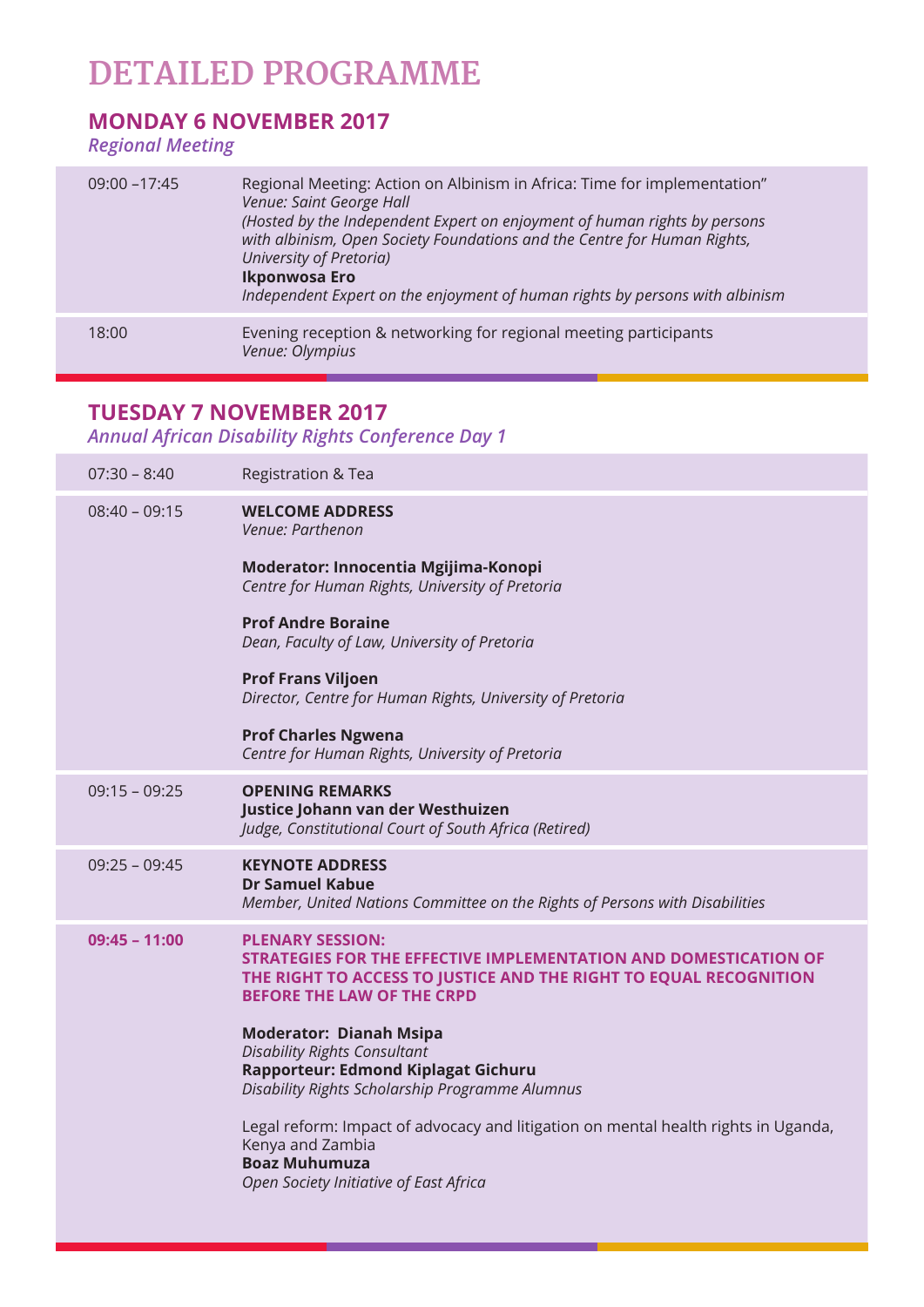# DETAILED PROGRAMME

## MONDAY 6 NOVEMBER 2017

*Regional Meeting*

| Time | Programme |
|---|---|
| 09:00 –17:45 | Regional Meeting: Action on Albinism in Africa: Time for implementation"<br>*Venue: Saint George Hall*<br>*(Hosted by the Independent Expert on enjoyment of human rights by persons with albinism, Open Society Foundations and the Centre for Human Rights, University of Pretoria)*<br>**Ikponwosa Ero**<br>*Independent Expert on the enjoyment of human rights by persons with albinism* |
| 18:00 | Evening reception & networking for regional meeting participants<br>*Venue: Olympius* |

## TUESDAY 7 NOVEMBER 2017

*Annual African Disability Rights Conference Day 1*

| Time | Programme |
|---|---|
| 07:30 – 8:40 | Registration & Tea |
| 08:40 – 09:15 | **WELCOME ADDRESS**<br>*Venue: Parthenon*<br><br>**Moderator: Innocentia Mgijima-Konopi**<br>*Centre for Human Rights, University of Pretoria*<br><br>**Prof Andre Boraine**<br>*Dean, Faculty of Law, University of Pretoria*<br><br>**Prof Frans Viljoen**<br>*Director, Centre for Human Rights, University of Pretoria*<br><br>**Prof Charles Ngwena**<br>*Centre for Human Rights, University of Pretoria* |
| 09:15 – 09:25 | **OPENING REMARKS**<br>**Justice Johann van der Westhuizen**<br>*Judge, Constitutional Court of South Africa (Retired)* |
| 09:25 – 09:45 | **KEYNOTE ADDRESS**<br>**Dr Samuel Kabue**<br>*Member, United Nations Committee on the Rights of Persons with Disabilities* |
| **09:45 – 11:00** | **PLENARY SESSION:**<br>**STRATEGIES FOR THE EFFECTIVE IMPLEMENTATION AND DOMESTICATION OF THE RIGHT TO ACCESS TO JUSTICE AND THE RIGHT TO EQUAL RECOGNITION BEFORE THE LAW OF THE CRPD**<br><br>**Moderator: Dianah Msipa**<br>*Disability Rights Consultant*<br>**Rapporteur: Edmond Kiplagat Gichuru**<br>*Disability Rights Scholarship Programme Alumnus*<br><br>Legal reform: Impact of advocacy and litigation on mental health rights in Uganda, Kenya and Zambia<br>**Boaz Muhumuza**<br>*Open Society Initiative of East Africa* |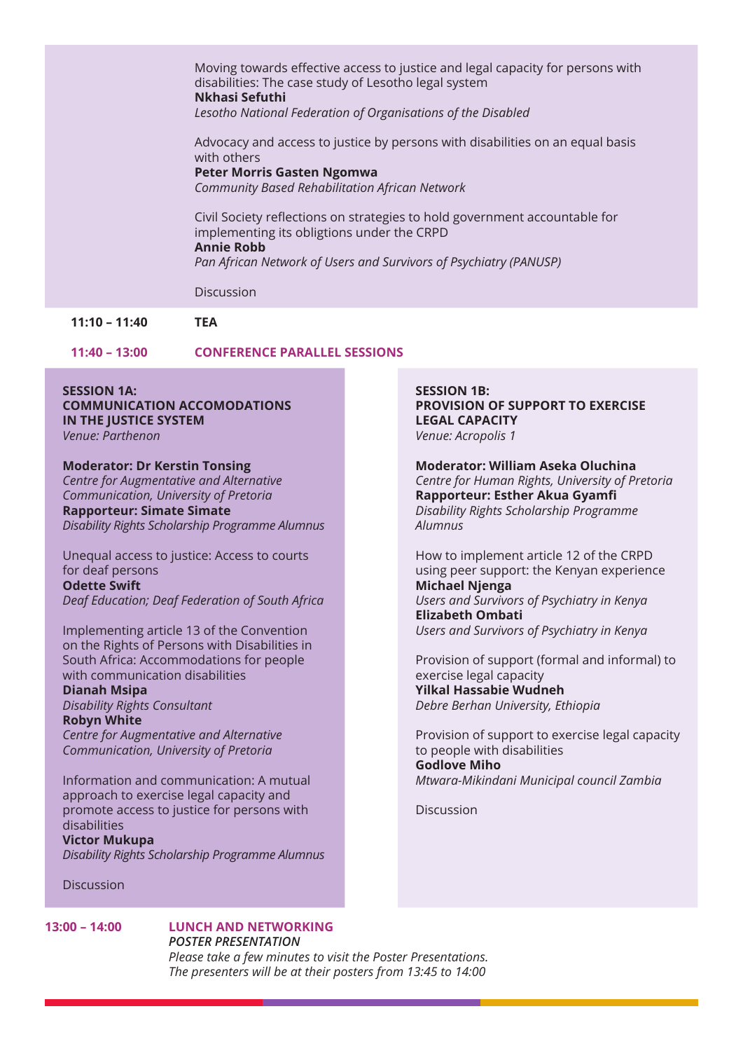Moving towards effective access to justice and legal capacity for persons with disabilities: The case study of Lesotho legal system
**Nkhasi Sefuthi**
*Lesotho National Federation of Organisations of the Disabled*

Advocacy and access to justice by persons with disabilities on an equal basis with others
**Peter Morris Gasten Ngomwa**
*Community Based Rehabilitation African Network*

Civil Society reflections on strategies to hold government accountable for implementing its obligtions under the CRPD
**Annie Robb**
*Pan African Network of Users and Survivors of Psychiatry (PANUSP)*

Discussion

**11:10 – 11:40** **TEA**

**11:40 – 13:00** **CONFERENCE PARALLEL SESSIONS**

**SESSION 1A:**
**COMMUNICATION ACCOMODATIONS IN THE JUSTICE SYSTEM**
*Venue: Parthenon*

**Moderator: Dr Kerstin Tonsing**
*Centre for Augmentative and Alternative Communication, University of Pretoria*
**Rapporteur: Simate Simate**
*Disability Rights Scholarship Programme Alumnus*

Unequal access to justice: Access to courts for deaf persons
**Odette Swift**
*Deaf Education; Deaf Federation of South Africa*

Implementing article 13 of the Convention on the Rights of Persons with Disabilities in South Africa: Accommodations for people with communication disabilities
**Dianah Msipa**
*Disability Rights Consultant*
**Robyn White**
*Centre for Augmentative and Alternative Communication, University of Pretoria*

Information and communication: A mutual approach to exercise legal capacity and promote access to justice for persons with disabilities
**Victor Mukupa**
*Disability Rights Scholarship Programme Alumnus*

Discussion

**SESSION 1B:**
**PROVISION OF SUPPORT TO EXERCISE LEGAL CAPACITY**
*Venue: Acropolis 1*

**Moderator: William Aseka Oluchina**
*Centre for Human Rights, University of Pretoria*
**Rapporteur: Esther Akua Gyamfi**
*Disability Rights Scholarship Programme Alumnus*

How to implement article 12 of the CRPD using peer support: the Kenyan experience
**Michael Njenga**
*Users and Survivors of Psychiatry in Kenya*
**Elizabeth Ombati**
*Users and Survivors of Psychiatry in Kenya*

Provision of support (formal and informal) to exercise legal capacity
**Yilkal Hassabie Wudneh**
*Debre Berhan University, Ethiopia*

Provision of support to exercise legal capacity to people with disabilities
**Godlove Miho**
*Mtwara-Mikindani Municipal council Zambia*

Discussion

**13:00 – 14:00** **LUNCH AND NETWORKING**
***POSTER PRESENTATION***
*Please take a few minutes to visit the Poster Presentations.*
*The presenters will be at their posters from 13:45 to 14:00*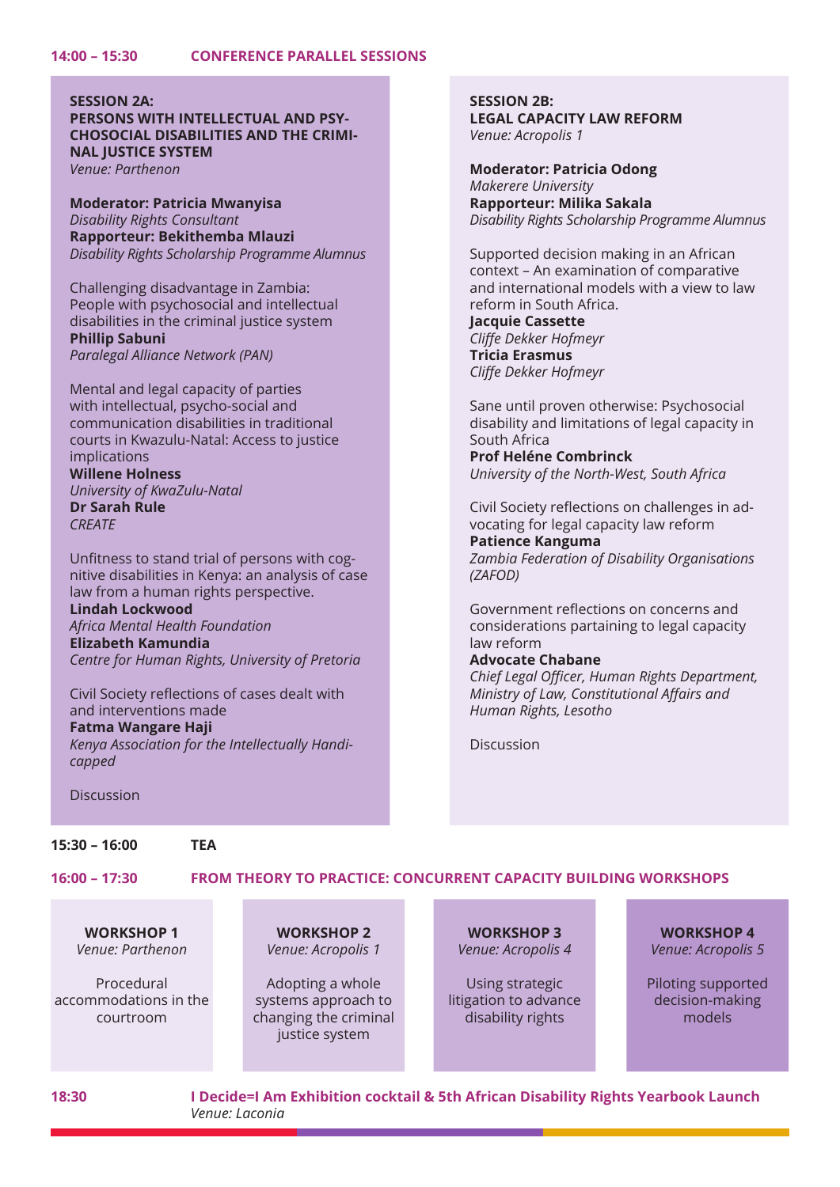## 14:00 – 15:30 CONFERENCE PARALLEL SESSIONS

### SESSION 2A: PERSONS WITH INTELLECTUAL AND PSYCHOSOCIAL DISABILITIES AND THE CRIMINAL JUSTICE SYSTEM

*Venue: Parthenon*

**Moderator: Patricia Mwanyisa**
*Disability Rights Consultant*
**Rapporteur: Bekithemba Mlauzi**
*Disability Rights Scholarship Programme Alumnus*

Challenging disadvantage in Zambia: People with psychosocial and intellectual disabilities in the criminal justice system
**Phillip Sabuni**
*Paralegal Alliance Network (PAN)*

Mental and legal capacity of parties with intellectual, psycho-social and communication disabilities in traditional courts in Kwazulu-Natal: Access to justice implications
**Willene Holness**
*University of KwaZulu-Natal*
**Dr Sarah Rule**
*CREATE*

Unfitness to stand trial of persons with cognitive disabilities in Kenya: an analysis of case law from a human rights perspective.
**Lindah Lockwood**
*Africa Mental Health Foundation*
**Elizabeth Kamundia**
*Centre for Human Rights, University of Pretoria*

Civil Society reflections of cases dealt with and interventions made
**Fatma Wangare Haji**
*Kenya Association for the Intellectually Handicapped*

Discussion

### SESSION 2B: LEGAL CAPACITY LAW REFORM

*Venue: Acropolis 1*

**Moderator: Patricia Odong**
*Makerere University*
**Rapporteur: Milika Sakala**
*Disability Rights Scholarship Programme Alumnus*

Supported decision making in an African context – An examination of comparative and international models with a view to law reform in South Africa.
**Jacquie Cassette**
*Cliffe Dekker Hofmeyr*
**Tricia Erasmus**
*Cliffe Dekker Hofmeyr*

Sane until proven otherwise: Psychosocial disability and limitations of legal capacity in South Africa
**Prof Heléne Combrinck**
*University of the North-West, South Africa*

Civil Society reflections on challenges in advocating for legal capacity law reform
**Patience Kanguma**
*Zambia Federation of Disability Organisations (ZAFOD)*

Government reflections on concerns and considerations pertaining to legal capacity law reform
**Advocate Chabane**
*Chief Legal Officer, Human Rights Department, Ministry of Law, Constitutional Affairs and Human Rights, Lesotho*

Discussion

## 15:30 – 16:00 TEA

## 16:00 – 17:30 FROM THEORY TO PRACTICE: CONCURRENT CAPACITY BUILDING WORKSHOPS

**WORKSHOP 1**
*Venue: Parthenon*
Procedural accommodations in the courtroom

**WORKSHOP 2**
*Venue: Acropolis 1*
Adopting a whole systems approach to changing the criminal justice system

**WORKSHOP 3**
*Venue: Acropolis 4*
Using strategic litigation to advance disability rights

**WORKSHOP 4**
*Venue: Acropolis 5*
Piloting supported decision-making models

## 18:30 I Decide=I Am Exhibition cocktail & 5th African Disability Rights Yearbook Launch

*Venue: Laconia*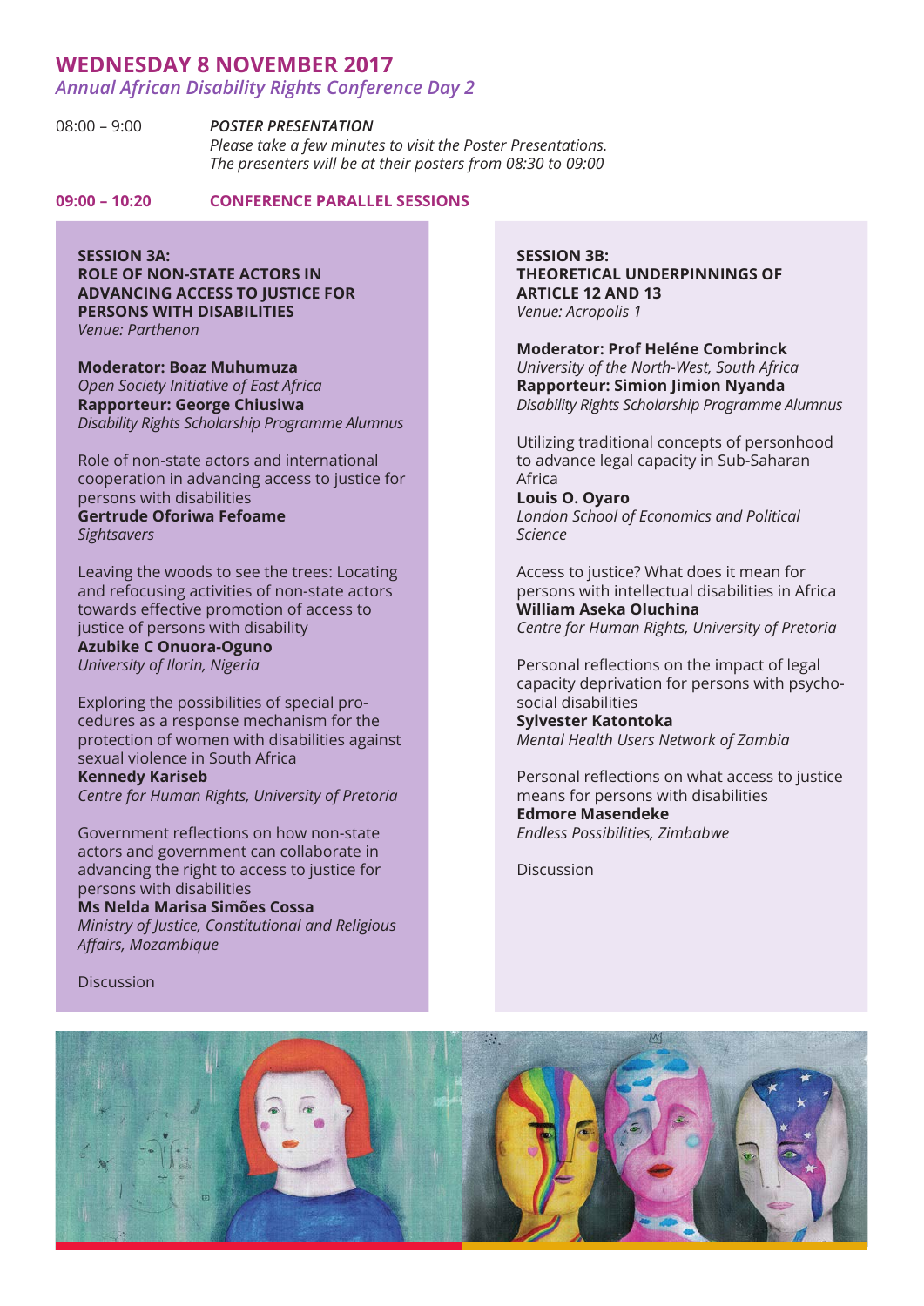## WEDNESDAY 8 NOVEMBER 2017

*Annual African Disability Rights Conference Day 2*

08:00 – 9:00 ***POSTER PRESENTATION***

*Please take a few minutes to visit the Poster Presentations.*
*The presenters will be at their posters from 08:30 to 09:00*

**09:00 – 10:20 CONFERENCE PARALLEL SESSIONS**

### SESSION 3A: ROLE OF NON-STATE ACTORS IN ADVANCING ACCESS TO JUSTICE FOR PERSONS WITH DISABILITIES

*Venue: Parthenon*

**Moderator: Boaz Muhumuza**
*Open Society Initiative of East Africa*
**Rapporteur: George Chiusiwa**
*Disability Rights Scholarship Programme Alumnus*

Role of non-state actors and international cooperation in advancing access to justice for persons with disabilities
**Gertrude Oforiwa Fefoame**
*Sightsavers*

Leaving the woods to see the trees: Locating and refocusing activities of non-state actors towards effective promotion of access to justice of persons with disability
**Azubike C Onuora-Oguno**
*University of Ilorin, Nigeria*

Exploring the possibilities of special procedures as a response mechanism for the protection of women with disabilities against sexual violence in South Africa
**Kennedy Kariseb**
*Centre for Human Rights, University of Pretoria*

Government reflections on how non-state actors and government can collaborate in advancing the right to access to justice for persons with disabilities
**Ms Nelda Marisa Simões Cossa**
*Ministry of Justice, Constitutional and Religious Affairs, Mozambique*

Discussion

### SESSION 3B: THEORETICAL UNDERPINNINGS OF ARTICLE 12 AND 13

*Venue: Acropolis 1*

**Moderator: Prof Heléne Combrinck**
*University of the North-West, South Africa*
**Rapporteur: Simion Jimion Nyanda**
*Disability Rights Scholarship Programme Alumnus*

Utilizing traditional concepts of personhood to advance legal capacity in Sub-Saharan Africa
**Louis O. Oyaro**
*London School of Economics and Political Science*

Access to justice? What does it mean for persons with intellectual disabilities in Africa
**William Aseka Oluchina**
*Centre for Human Rights, University of Pretoria*

Personal reflections on the impact of legal capacity deprivation for persons with psycho-social disabilities
**Sylvester Katontoka**
*Mental Health Users Network of Zambia*

Personal reflections on what access to justice means for persons with disabilities
**Edmore Masendeke**
*Endless Possibilities, Zimbabwe*

Discussion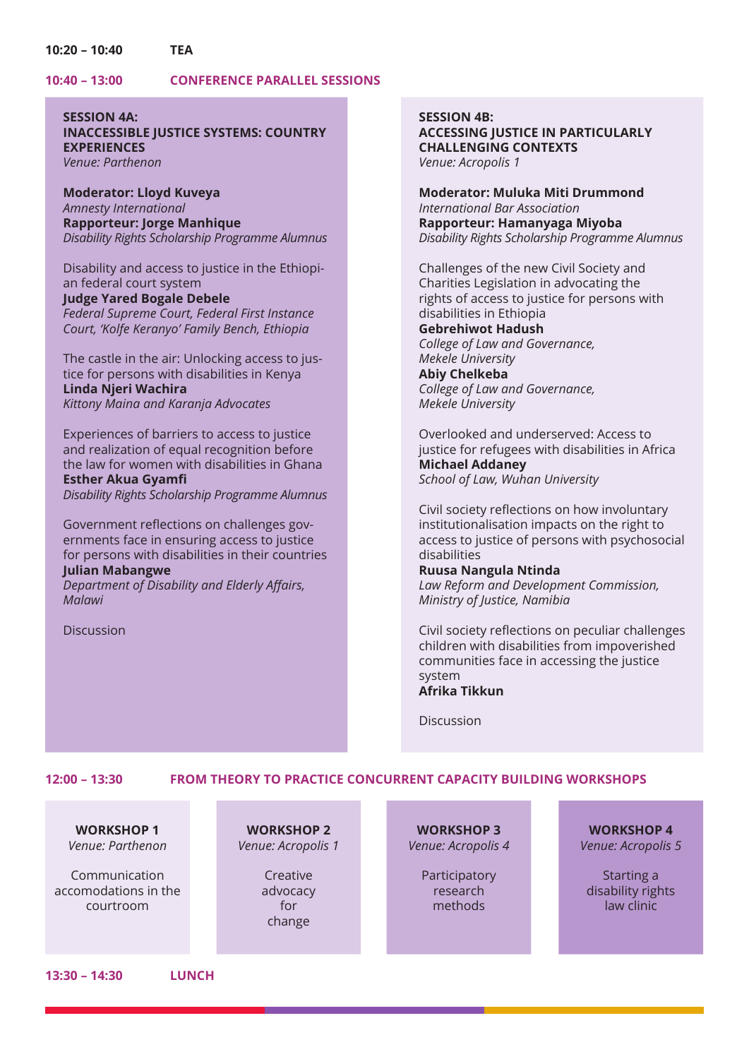**10:20 – 10:40** **TEA**

**10:40 – 13:00** **CONFERENCE PARALLEL SESSIONS**

### SESSION 4A: INACCESSIBLE JUSTICE SYSTEMS: COUNTRY EXPERIENCES

*Venue: Parthenon*

**Moderator: Lloyd Kuveya**
*Amnesty International*
**Rapporteur: Jorge Manhique**
*Disability Rights Scholarship Programme Alumnus*

Disability and access to justice in the Ethiopian federal court system
**Judge Yared Bogale Debele**
*Federal Supreme Court, Federal First Instance Court, 'Kolfe Keranyo' Family Bench, Ethiopia*

The castle in the air: Unlocking access to justice for persons with disabilities in Kenya
**Linda Njeri Wachira**
*Kittony Maina and Karanja Advocates*

Experiences of barriers to access to justice and realization of equal recognition before the law for women with disabilities in Ghana
**Esther Akua Gyamfi**
*Disability Rights Scholarship Programme Alumnus*

Government reflections on challenges governments face in ensuring access to justice for persons with disabilities in their countries
**Julian Mabangwe**
*Department of Disability and Elderly Affairs, Malawi*

Discussion

### SESSION 4B: ACCESSING JUSTICE IN PARTICULARLY CHALLENGING CONTEXTS

*Venue: Acropolis 1*

**Moderator: Muluka Miti Drummond**
*International Bar Association*
**Rapporteur: Hamanyaga Miyoba**
*Disability Rights Scholarship Programme Alumnus*

Challenges of the new Civil Society and Charities Legislation in advocating the rights of access to justice for persons with disabilities in Ethiopia
**Gebrehiwot Hadush**
*College of Law and Governance, Mekele University*
**Abiy Chelkeba**
*College of Law and Governance, Mekele University*

Overlooked and underserved: Access to justice for refugees with disabilities in Africa
**Michael Addaney**
*School of Law, Wuhan University*

Civil society reflections on how involuntary institutionalisation impacts on the right to access to justice of persons with psychosocial disabilities
**Ruusa Nangula Ntinda**
*Law Reform and Development Commission, Ministry of Justice, Namibia*

Civil society reflections on peculiar challenges children with disabilities from impoverished communities face in accessing the justice system
**Afrika Tikkun**

Discussion

**12:00 – 13:30** **FROM THEORY TO PRACTICE CONCURRENT CAPACITY BUILDING WORKSHOPS**

**WORKSHOP 1**
*Venue: Parthenon*
Communication accomodations in the courtroom

**WORKSHOP 2**
*Venue: Acropolis 1*
Creative advocacy for change

**WORKSHOP 3**
*Venue: Acropolis 4*
Participatory research methods

**WORKSHOP 4**
*Venue: Acropolis 5*
Starting a disability rights law clinic

**13:30 – 14:30** **LUNCH**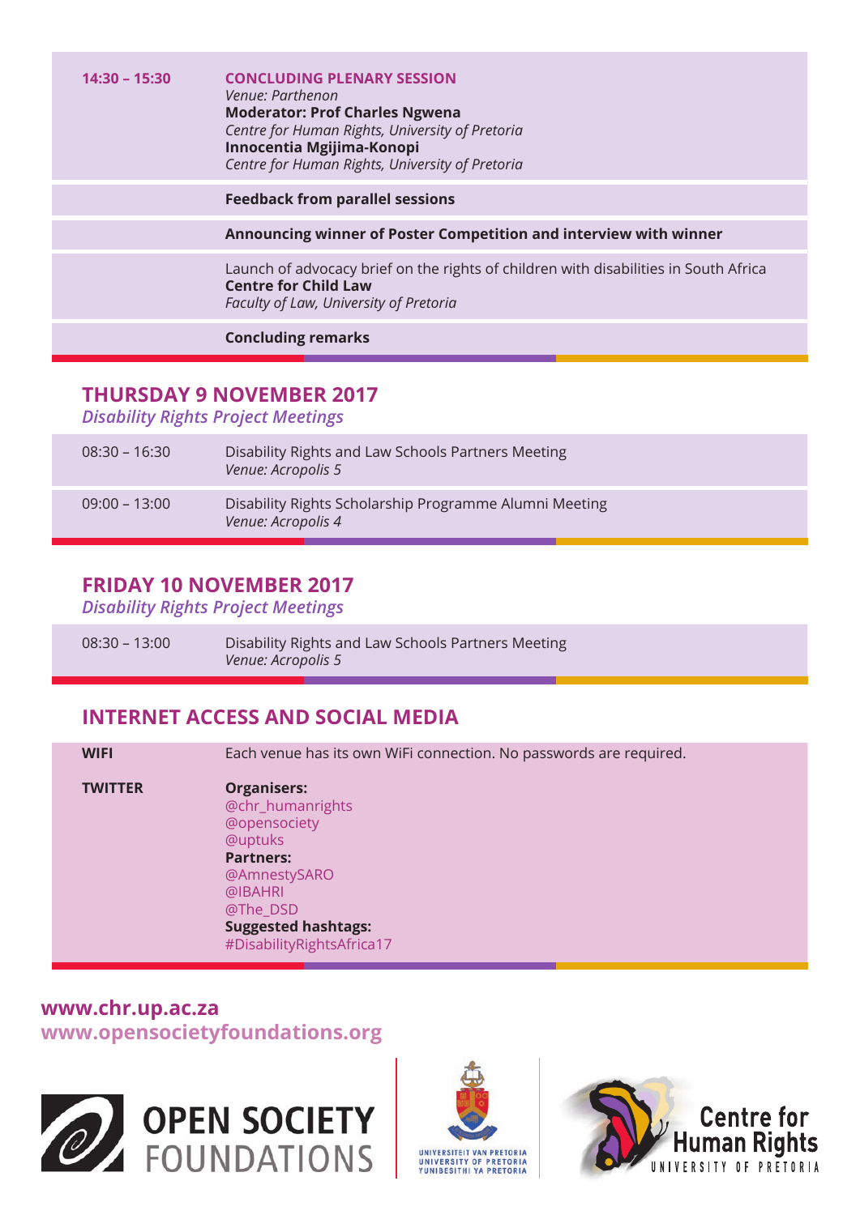| | |
|---|---|
| **14:30 – 15:30** | **CONCLUDING PLENARY SESSION**<br>*Venue: Parthenon*<br>**Moderator: Prof Charles Ngwena**<br>*Centre for Human Rights, University of Pretoria*<br>**Innocentia Mgijima-Konopi**<br>*Centre for Human Rights, University of Pretoria* |
| | **Feedback from parallel sessions** |
| | **Announcing winner of Poster Competition and interview with winner** |
| | Launch of advocacy brief on the rights of children with disabilities in South Africa<br>**Centre for Child Law**<br>*Faculty of Law, University of Pretoria* |
| | **Concluding remarks** |

## THURSDAY 9 NOVEMBER 2017

*Disability Rights Project Meetings*

| | |
|---|---|
| 08:30 – 16:30 | Disability Rights and Law Schools Partners Meeting<br>*Venue: Acropolis 5* |
| 09:00 – 13:00 | Disability Rights Scholarship Programme Alumni Meeting<br>*Venue: Acropolis 4* |

## FRIDAY 10 NOVEMBER 2017

*Disability Rights Project Meetings*

| | |
|---|---|
| 08:30 – 13:00 | Disability Rights and Law Schools Partners Meeting<br>*Venue: Acropolis 5* |

## INTERNET ACCESS AND SOCIAL MEDIA

| | |
|---|---|
| **WIFI** | Each venue has its own WiFi connection. No passwords are required. |
| **TWITTER** | **Organisers:**<br>@chr_humanrights<br>@opensociety<br>@uptuks<br>**Partners:**<br>@AmnestySARO<br>@IBAHRI<br>@The_DSD<br>**Suggested hashtags:**<br>#DisabilityRightsAfrica17 |

**www.chr.up.ac.za**

**www.opensocietyfoundations.org**

OPEN SOCIETY FOUNDATIONS

UNIVERSITEIT VAN PRETORIA
UNIVERSITY OF PRETORIA
YUNIBESITHI YA PRETORIA

Centre for Human Rights
UNIVERSITY OF PRETORIA